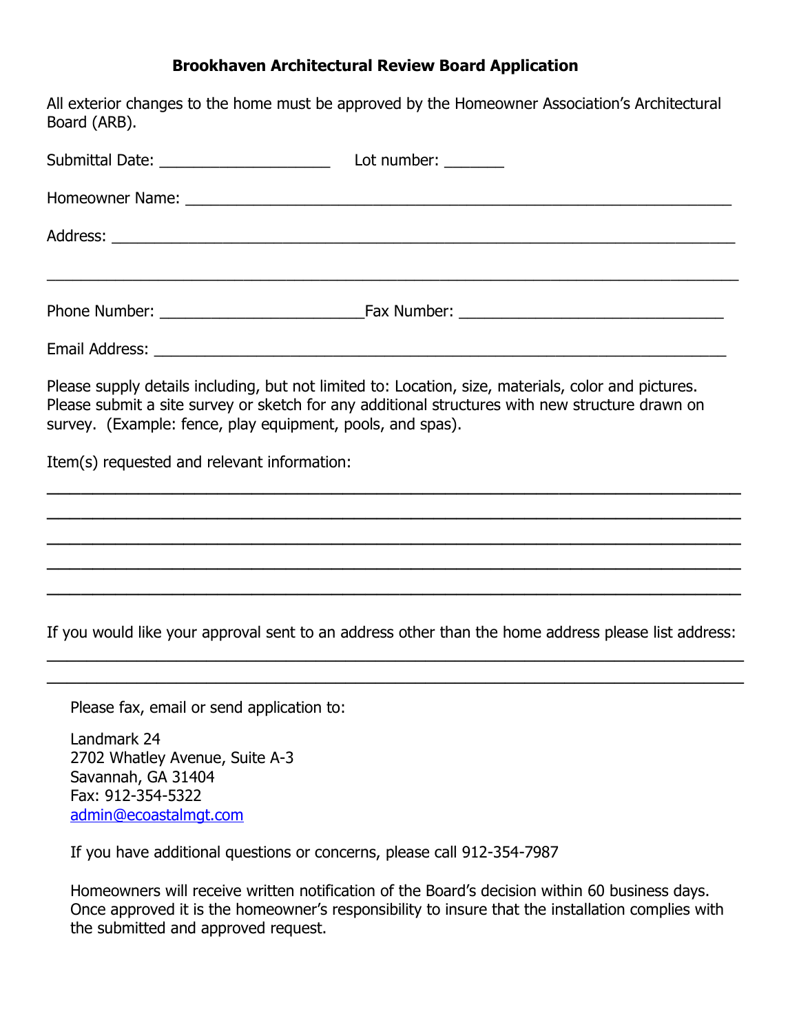# Brookhaven Architectural Review Board Application

All exterior changes to the home must be approved by the Homeowner Association's Architectural Board (ARB).

Submittal Date: ____________________ Lot number: _______

Homeowner Name: ________________________________________________________________

Address: ______________________________________________________________________

_______________________________________________________________________________

Phone Number: ________________________ Fax Number: _______________________________

Email Address: __________________________________________________________________

Please supply details including, but not limited to: Location, size, materials, color and pictures. Please submit a site survey or sketch for any additional structures with new structure drawn on survey. (Example: fence, play equipment, pools, and spas).

Item(s) requested and relevant information:

_______________________________________________________________________________

_______________________________________________________________________________

_______________________________________________________________________________

_______________________________________________________________________________

_______________________________________________________________________________

If you would like your approval sent to an address other than the home address please list address:

_______________________________________________________________________________

_______________________________________________________________________________

Please fax, email or send application to:

Landmark 24
2702 Whatley Avenue, Suite A-3
Savannah, GA 31404
Fax: 912-354-5322
admin@ecoastalmgt.com

If you have additional questions or concerns, please call 912-354-7987

Homeowners will receive written notification of the Board's decision within 60 business days. Once approved it is the homeowner's responsibility to insure that the installation complies with the submitted and approved request.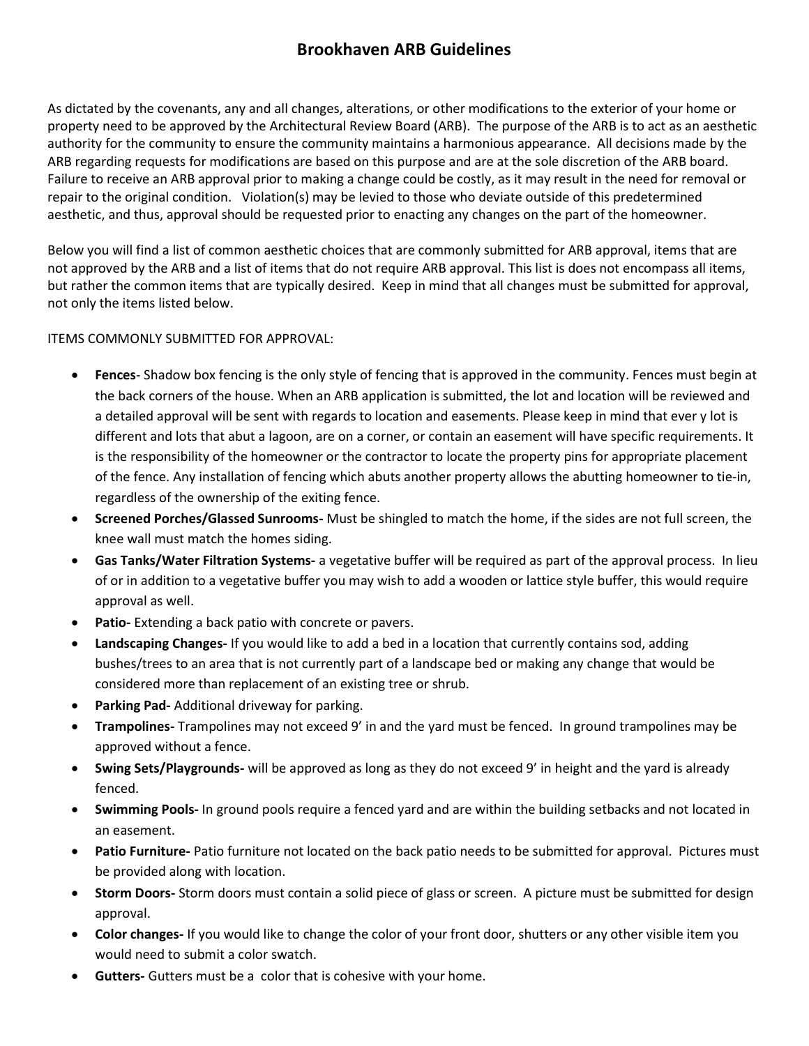# Brookhaven ARB Guidelines

As dictated by the covenants, any and all changes, alterations, or other modifications to the exterior of your home or property need to be approved by the Architectural Review Board (ARB). The purpose of the ARB is to act as an aesthetic authority for the community to ensure the community maintains a harmonious appearance. All decisions made by the ARB regarding requests for modifications are based on this purpose and are at the sole discretion of the ARB board. Failure to receive an ARB approval prior to making a change could be costly, as it may result in the need for removal or repair to the original condition. Violation(s) may be levied to those who deviate outside of this predetermined aesthetic, and thus, approval should be requested prior to enacting any changes on the part of the homeowner.

Below you will find a list of common aesthetic choices that are commonly submitted for ARB approval, items that are not approved by the ARB and a list of items that do not require ARB approval. This list is does not encompass all items, but rather the common items that are typically desired. Keep in mind that all changes must be submitted for approval, not only the items listed below.

ITEMS COMMONLY SUBMITTED FOR APPROVAL:

- **Fences**- Shadow box fencing is the only style of fencing that is approved in the community. Fences must begin at the back corners of the house. When an ARB application is submitted, the lot and location will be reviewed and a detailed approval will be sent with regards to location and easements. Please keep in mind that ever y lot is different and lots that abut a lagoon, are on a corner, or contain an easement will have specific requirements. It is the responsibility of the homeowner or the contractor to locate the property pins for appropriate placement of the fence. Any installation of fencing which abuts another property allows the abutting homeowner to tie-in, regardless of the ownership of the exiting fence.
- **Screened Porches/Glassed Sunrooms-** Must be shingled to match the home, if the sides are not full screen, the knee wall must match the homes siding.
- **Gas Tanks/Water Filtration Systems-** a vegetative buffer will be required as part of the approval process. In lieu of or in addition to a vegetative buffer you may wish to add a wooden or lattice style buffer, this would require approval as well.
- **Patio-** Extending a back patio with concrete or pavers.
- **Landscaping Changes-** If you would like to add a bed in a location that currently contains sod, adding bushes/trees to an area that is not currently part of a landscape bed or making any change that would be considered more than replacement of an existing tree or shrub.
- **Parking Pad-** Additional driveway for parking.
- **Trampolines-** Trampolines may not exceed 9' in and the yard must be fenced. In ground trampolines may be approved without a fence.
- **Swing Sets/Playgrounds-** will be approved as long as they do not exceed 9' in height and the yard is already fenced.
- **Swimming Pools-** In ground pools require a fenced yard and are within the building setbacks and not located in an easement.
- **Patio Furniture-** Patio furniture not located on the back patio needs to be submitted for approval. Pictures must be provided along with location.
- **Storm Doors-** Storm doors must contain a solid piece of glass or screen. A picture must be submitted for design approval.
- **Color changes-** If you would like to change the color of your front door, shutters or any other visible item you would need to submit a color swatch.
- **Gutters-** Gutters must be a color that is cohesive with your home.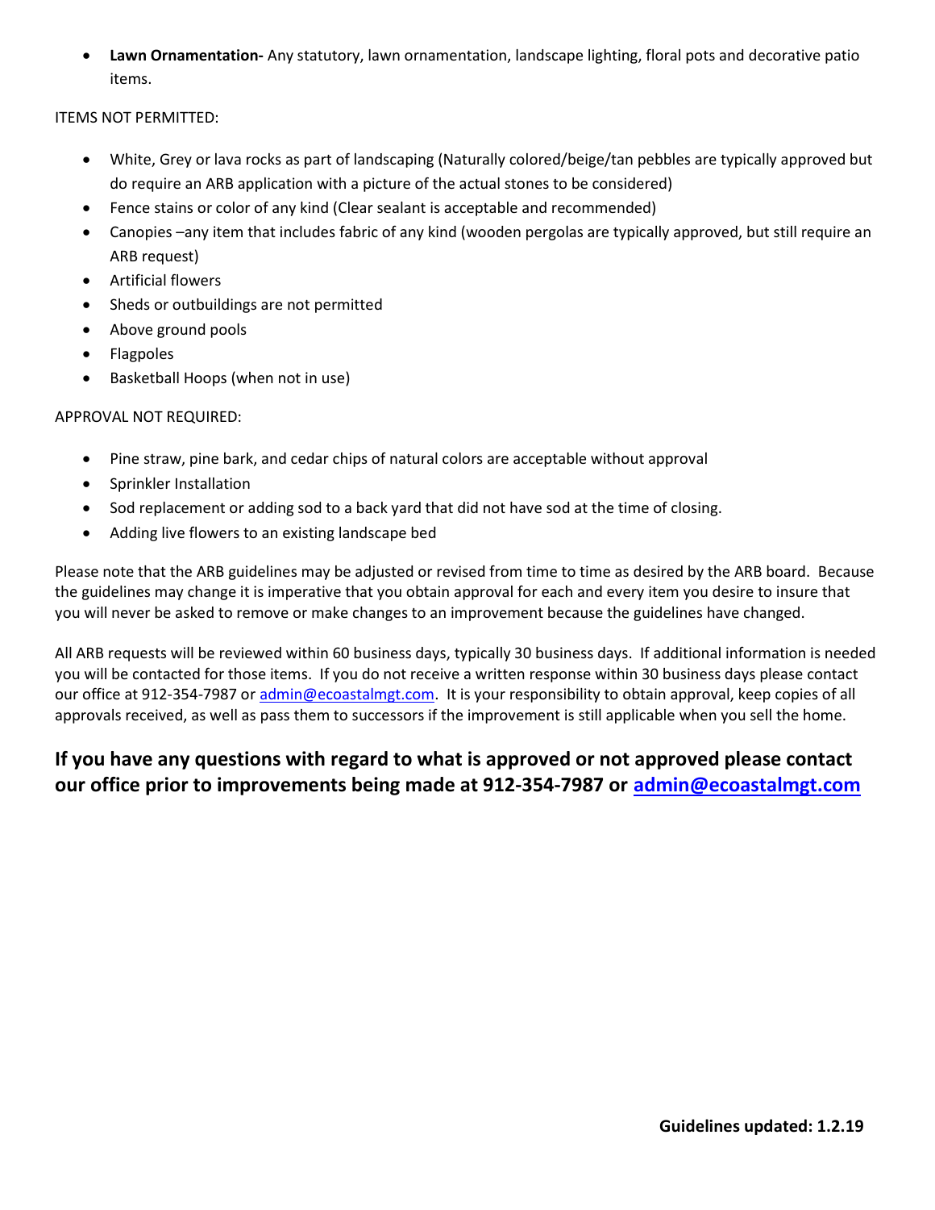- **Lawn Ornamentation-** Any statutory, lawn ornamentation, landscape lighting, floral pots and decorative patio items.

ITEMS NOT PERMITTED:

- White, Grey or lava rocks as part of landscaping (Naturally colored/beige/tan pebbles are typically approved but do require an ARB application with a picture of the actual stones to be considered)
- Fence stains or color of any kind (Clear sealant is acceptable and recommended)
- Canopies –any item that includes fabric of any kind (wooden pergolas are typically approved, but still require an ARB request)
- Artificial flowers
- Sheds or outbuildings are not permitted
- Above ground pools
- Flagpoles
- Basketball Hoops (when not in use)

APPROVAL NOT REQUIRED:

- Pine straw, pine bark, and cedar chips of natural colors are acceptable without approval
- Sprinkler Installation
- Sod replacement or adding sod to a back yard that did not have sod at the time of closing.
- Adding live flowers to an existing landscape bed

Please note that the ARB guidelines may be adjusted or revised from time to time as desired by the ARB board. Because the guidelines may change it is imperative that you obtain approval for each and every item you desire to insure that you will never be asked to remove or make changes to an improvement because the guidelines have changed.

All ARB requests will be reviewed within 60 business days, typically 30 business days. If additional information is needed you will be contacted for those items. If you do not receive a written response within 30 business days please contact our office at 912-354-7987 or admin@ecoastalmgt.com. It is your responsibility to obtain approval, keep copies of all approvals received, as well as pass them to successors if the improvement is still applicable when you sell the home.

## If you have any questions with regard to what is approved or not approved please contact our office prior to improvements being made at 912-354-7987 or admin@ecoastalmgt.com

**Guidelines updated: 1.2.19**